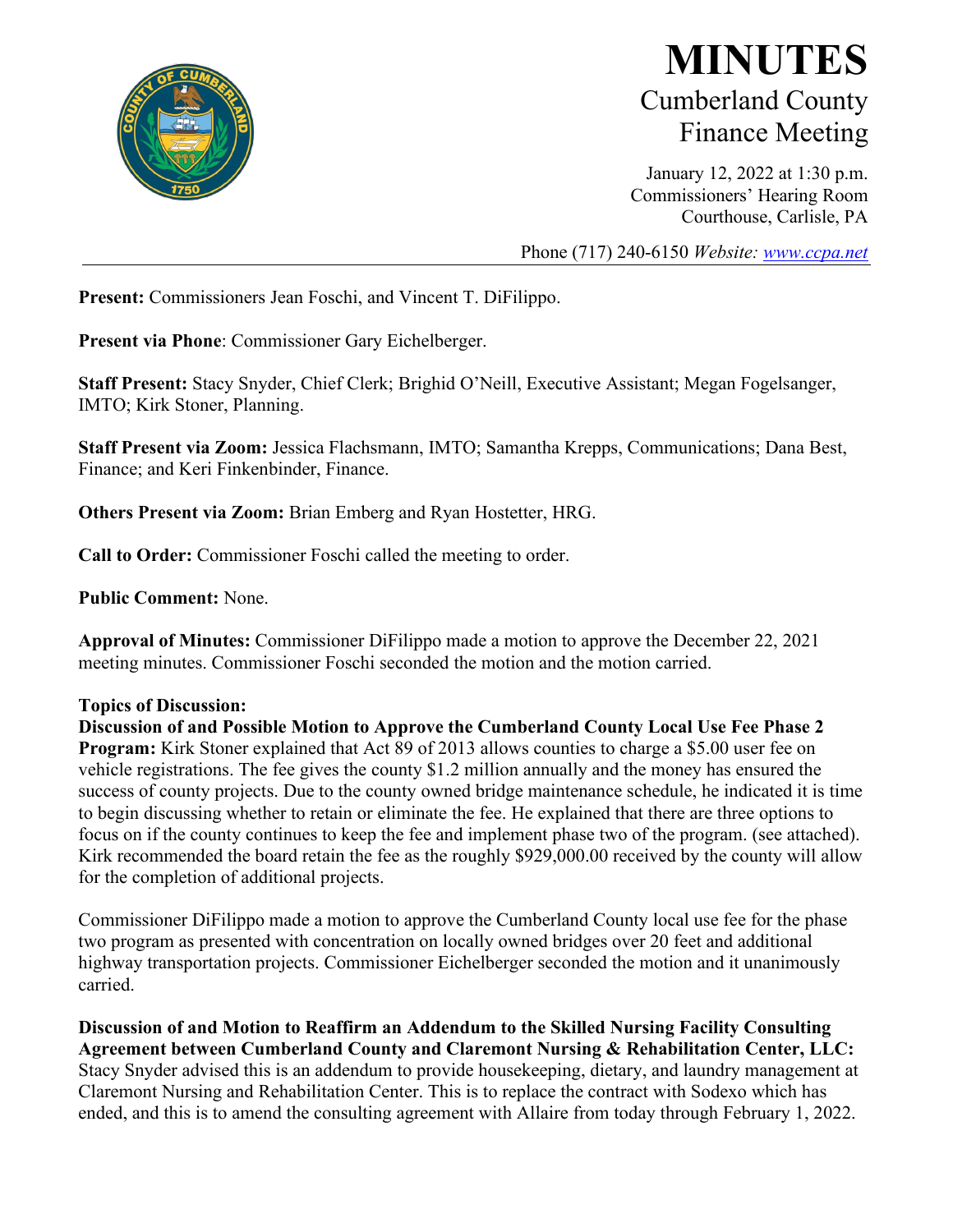# MINUTES

## Cumberland County Finance Meeting

January 12, 2022 at 1:30 p.m.
Commissioners' Hearing Room
Courthouse, Carlisle, PA

Phone (717) 240-6150 *Website: www.ccpa.net*

---

**Present:** Commissioners Jean Foschi, and Vincent T. DiFilippo.

**Present via Phone**: Commissioner Gary Eichelberger.

**Staff Present:** Stacy Snyder, Chief Clerk; Brighid O'Neill, Executive Assistant; Megan Fogelsanger, IMTO; Kirk Stoner, Planning.

**Staff Present via Zoom:** Jessica Flachsmann, IMTO; Samantha Krepps, Communications; Dana Best, Finance; and Keri Finkenbinder, Finance.

**Others Present via Zoom:** Brian Emberg and Ryan Hostetter, HRG.

**Call to Order:** Commissioner Foschi called the meeting to order.

**Public Comment:** None.

**Approval of Minutes:** Commissioner DiFilippo made a motion to approve the December 22, 2021 meeting minutes. Commissioner Foschi seconded the motion and the motion carried.

**Topics of Discussion:**

**Discussion of and Possible Motion to Approve the Cumberland County Local Use Fee Phase 2 Program:** Kirk Stoner explained that Act 89 of 2013 allows counties to charge a $5.00 user fee on vehicle registrations. The fee gives the county $1.2 million annually and the money has ensured the success of county projects. Due to the county owned bridge maintenance schedule, he indicated it is time to begin discussing whether to retain or eliminate the fee. He explained that there are three options to focus on if the county continues to keep the fee and implement phase two of the program. (see attached). Kirk recommended the board retain the fee as the roughly $929,000.00 received by the county will allow for the completion of additional projects.

Commissioner DiFilippo made a motion to approve the Cumberland County local use fee for the phase two program as presented with concentration on locally owned bridges over 20 feet and additional highway transportation projects. Commissioner Eichelberger seconded the motion and it unanimously carried.

**Discussion of and Motion to Reaffirm an Addendum to the Skilled Nursing Facility Consulting Agreement between Cumberland County and Claremont Nursing & Rehabilitation Center, LLC:** Stacy Snyder advised this is an addendum to provide housekeeping, dietary, and laundry management at Claremont Nursing and Rehabilitation Center. This is to replace the contract with Sodexo which has ended, and this is to amend the consulting agreement with Allaire from today through February 1, 2022.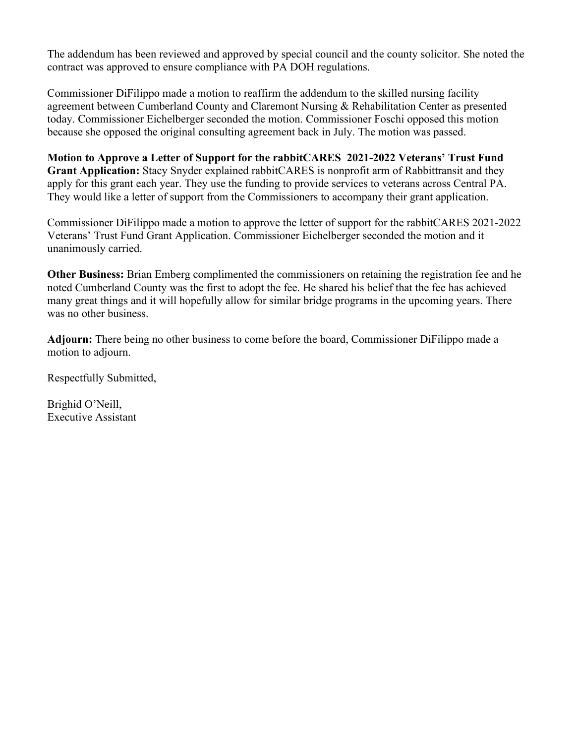The addendum has been reviewed and approved by special council and the county solicitor. She noted the contract was approved to ensure compliance with PA DOH regulations.

Commissioner DiFilippo made a motion to reaffirm the addendum to the skilled nursing facility agreement between Cumberland County and Claremont Nursing & Rehabilitation Center as presented today. Commissioner Eichelberger seconded the motion. Commissioner Foschi opposed this motion because she opposed the original consulting agreement back in July. The motion was passed.

**Motion to Approve a Letter of Support for the rabbitCARES 2021-2022 Veterans' Trust Fund Grant Application:** Stacy Snyder explained rabbitCARES is nonprofit arm of Rabbittransit and they apply for this grant each year. They use the funding to provide services to veterans across Central PA. They would like a letter of support from the Commissioners to accompany their grant application.

Commissioner DiFilippo made a motion to approve the letter of support for the rabbitCARES 2021-2022 Veterans' Trust Fund Grant Application. Commissioner Eichelberger seconded the motion and it unanimously carried.

**Other Business:** Brian Emberg complimented the commissioners on retaining the registration fee and he noted Cumberland County was the first to adopt the fee. He shared his belief that the fee has achieved many great things and it will hopefully allow for similar bridge programs in the upcoming years. There was no other business.

**Adjourn:** There being no other business to come before the board, Commissioner DiFilippo made a motion to adjourn.

Respectfully Submitted,

Brighid O'Neill,
Executive Assistant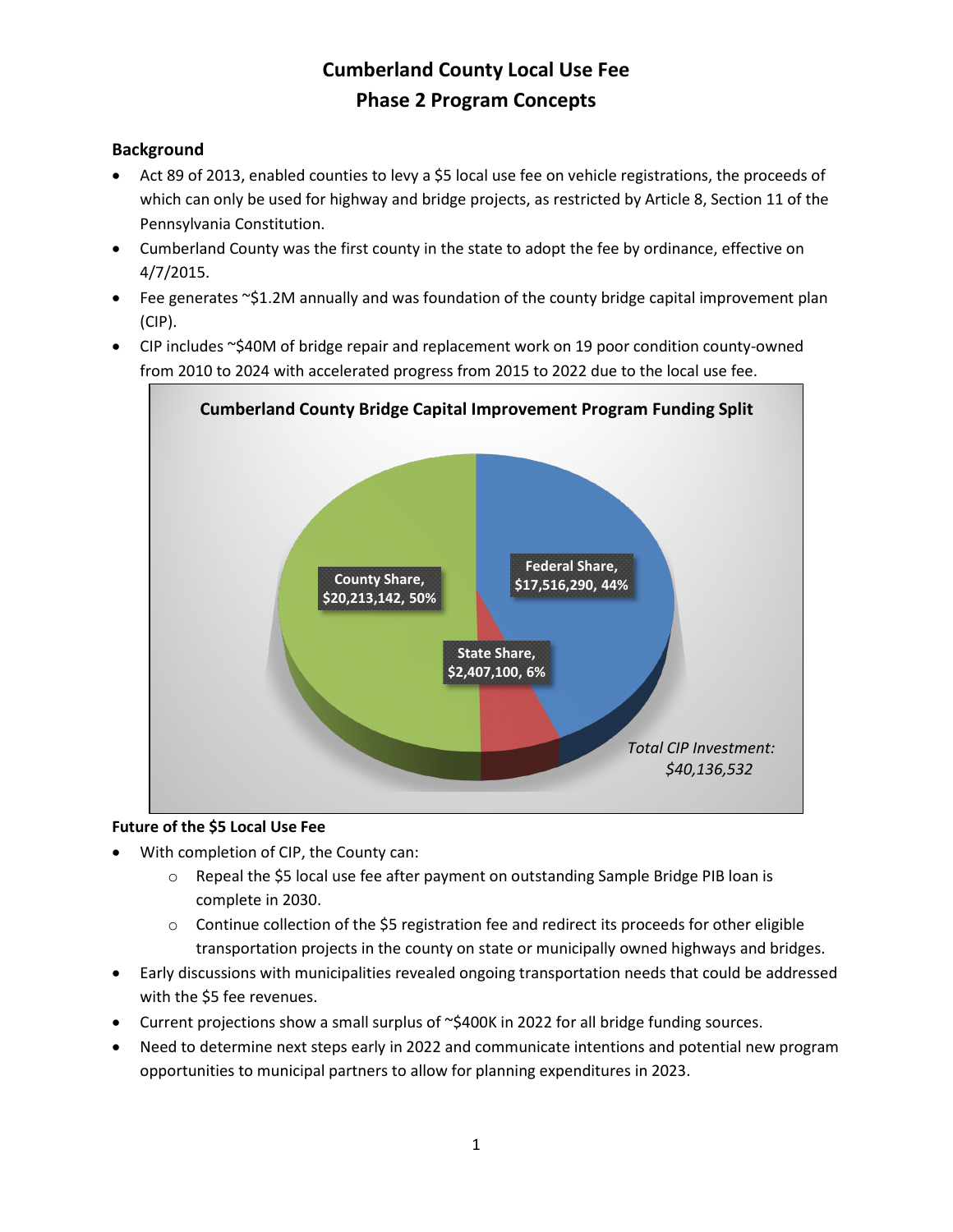# Cumberland County Local Use Fee
# Phase 2 Program Concepts

## Background

- Act 89 of 2013, enabled counties to levy a $5 local use fee on vehicle registrations, the proceeds of which can only be used for highway and bridge projects, as restricted by Article 8, Section 11 of the Pennsylvania Constitution.
- Cumberland County was the first county in the state to adopt the fee by ordinance, effective on 4/7/2015.
- Fee generates ~$1.2M annually and was foundation of the county bridge capital improvement plan (CIP).
- CIP includes ~$40M of bridge repair and replacement work on 19 poor condition county-owned from 2010 to 2024 with accelerated progress from 2015 to 2022 due to the local use fee.

**Cumberland County Bridge Capital Improvement Program Funding Split**

| Source | Amount | Share |
|---|---|---|
| County Share | $20,213,142 | 50% |
| Federal Share | $17,516,290 | 44% |
| State Share | $2,407,100 | 6% |

*Total CIP Investment: $40,136,532*

## Future of the $5 Local Use Fee

- With completion of CIP, the County can:
  - Repeal the $5 local use fee after payment on outstanding Sample Bridge PIB loan is complete in 2030.
  - Continue collection of the $5 registration fee and redirect its proceeds for other eligible transportation projects in the county on state or municipally owned highways and bridges.
- Early discussions with municipalities revealed ongoing transportation needs that could be addressed with the $5 fee revenues.
- Current projections show a small surplus of ~$400K in 2022 for all bridge funding sources.
- Need to determine next steps early in 2022 and communicate intentions and potential new program opportunities to municipal partners to allow for planning expenditures in 2023.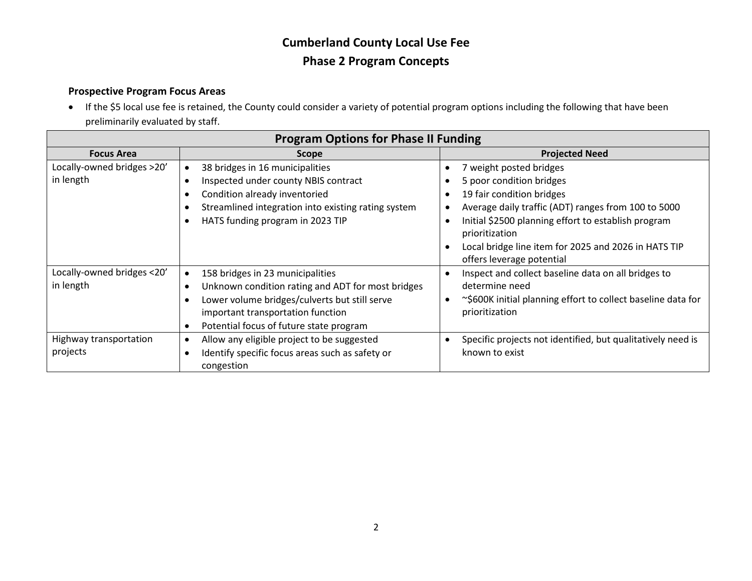# Cumberland County Local Use Fee

## Phase 2 Program Concepts

### Prospective Program Focus Areas

- If the $5 local use fee is retained, the County could consider a variety of potential program options including the following that have been preliminarily evaluated by staff.

| Program Options for Phase II Funding | | |
|---|---|---|
| **Focus Area** | **Scope** | **Projected Need** |
| Locally-owned bridges >20' in length | • 38 bridges in 16 municipalities<br>• Inspected under county NBIS contract<br>• Condition already inventoried<br>• Streamlined integration into existing rating system<br>• HATS funding program in 2023 TIP | • 7 weight posted bridges<br>• 5 poor condition bridges<br>• 19 fair condition bridges<br>• Average daily traffic (ADT) ranges from 100 to 5000<br>• Initial $2500 planning effort to establish program prioritization<br>• Local bridge line item for 2025 and 2026 in HATS TIP offers leverage potential |
| Locally-owned bridges <20' in length | • 158 bridges in 23 municipalities<br>• Unknown condition rating and ADT for most bridges<br>• Lower volume bridges/culverts but still serve important transportation function<br>• Potential focus of future state program | • Inspect and collect baseline data on all bridges to determine need<br>• ~$600K initial planning effort to collect baseline data for prioritization |
| Highway transportation projects | • Allow any eligible project to be suggested<br>• Identify specific focus areas such as safety or congestion | • Specific projects not identified, but qualitatively need is known to exist |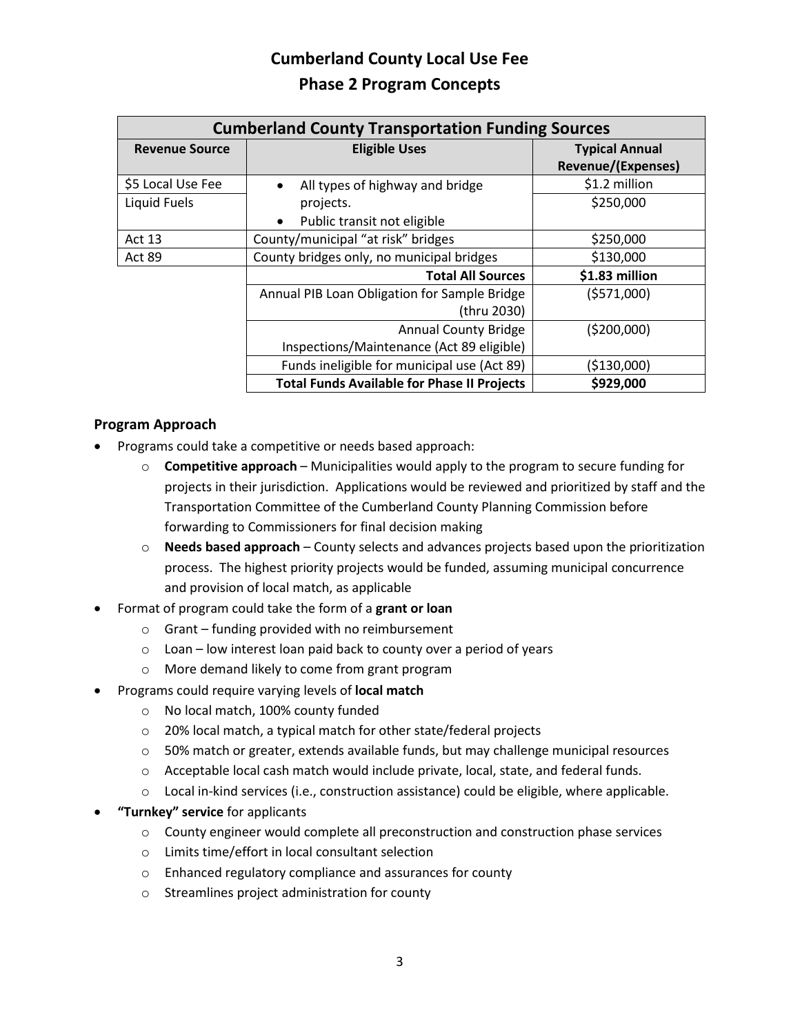# Cumberland County Local Use Fee

## Phase 2 Program Concepts

| Cumberland County Transportation Funding Sources | | |
|---|---|---|
| **Revenue Source** | **Eligible Uses** | **Typical Annual Revenue/(Expenses)** |
| $5 Local Use Fee | • All types of highway and bridge projects. • Public transit not eligible | $1.2 million |
| Liquid Fuels | | $250,000 |
| Act 13 | County/municipal "at risk" bridges | $250,000 |
| Act 89 | County bridges only, no municipal bridges | $130,000 |
| | **Total All Sources** | **$1.83 million** |
| | Annual PIB Loan Obligation for Sample Bridge (thru 2030) | ($571,000) |
| | Annual County Bridge Inspections/Maintenance (Act 89 eligible) | ($200,000) |
| | Funds ineligible for municipal use (Act 89) | ($130,000) |
| | **Total Funds Available for Phase II Projects** | **$929,000** |

### Program Approach

- Programs could take a competitive or needs based approach:
  - **Competitive approach** – Municipalities would apply to the program to secure funding for projects in their jurisdiction. Applications would be reviewed and prioritized by staff and the Transportation Committee of the Cumberland County Planning Commission before forwarding to Commissioners for final decision making
  - **Needs based approach** – County selects and advances projects based upon the prioritization process. The highest priority projects would be funded, assuming municipal concurrence and provision of local match, as applicable
- Format of program could take the form of a **grant or loan**
  - Grant – funding provided with no reimbursement
  - Loan – low interest loan paid back to county over a period of years
  - More demand likely to come from grant program
- Programs could require varying levels of **local match**
  - No local match, 100% county funded
  - 20% local match, a typical match for other state/federal projects
  - 50% match or greater, extends available funds, but may challenge municipal resources
  - Acceptable local cash match would include private, local, state, and federal funds.
  - Local in-kind services (i.e., construction assistance) could be eligible, where applicable.
- **"Turnkey" service** for applicants
  - County engineer would complete all preconstruction and construction phase services
  - Limits time/effort in local consultant selection
  - Enhanced regulatory compliance and assurances for county
  - Streamlines project administration for county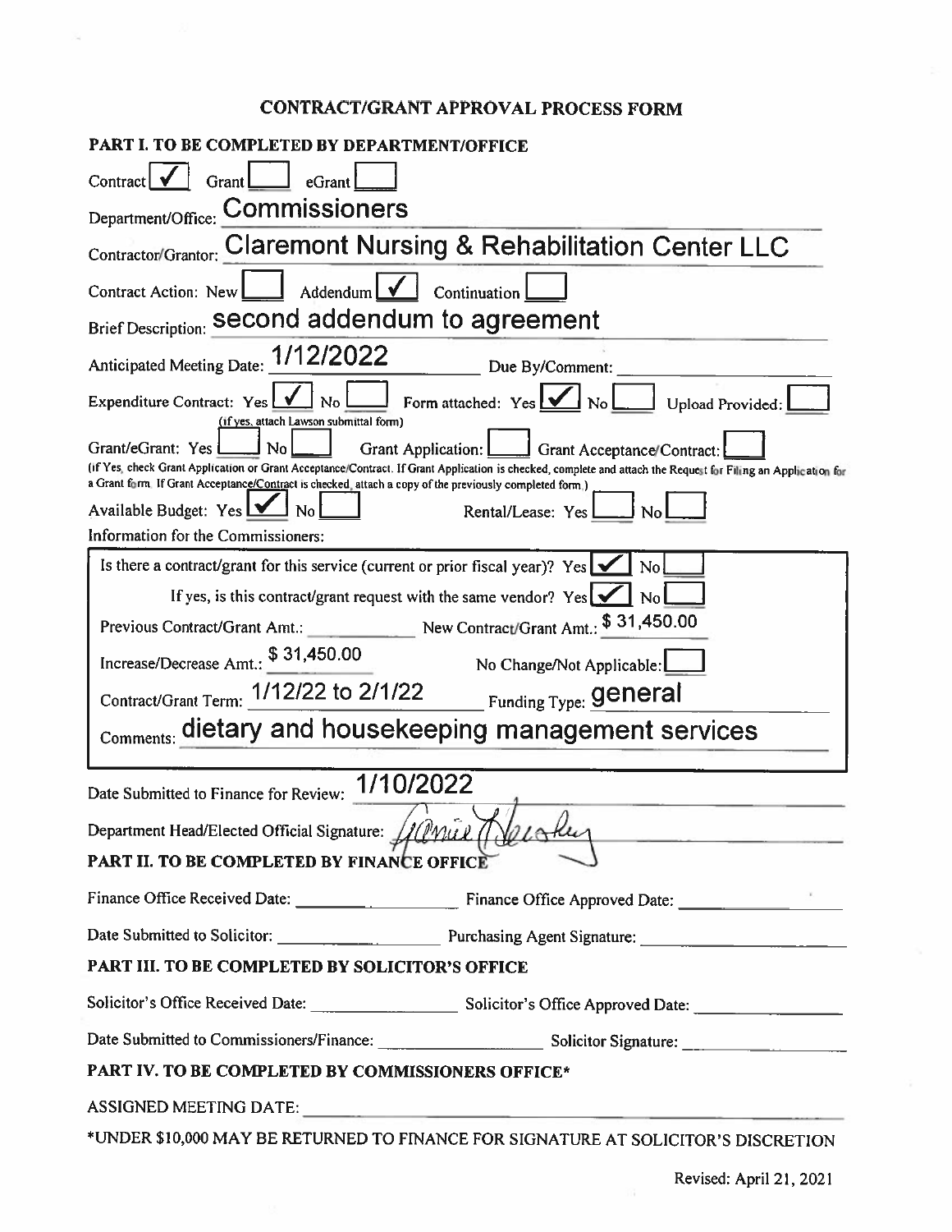# CONTRACT/GRANT APPROVAL PROCESS FORM

## PART I. TO BE COMPLETED BY DEPARTMENT/OFFICE

Contract [✓] Grant [ ] eGrant [ ]

Department/Office: Commissioners

Contractor/Grantor: Claremont Nursing & Rehabilitation Center LLC

Contract Action: New [ ] Addendum [✓] Continuation [ ]

Brief Description: second addendum to agreement

Anticipated Meeting Date: 1/12/2022 Due By/Comment: ______

Expenditure Contract: Yes [✓] No [ ] Form attached: Yes [✓] No [ ] Upload Provided: [ ]
(If yes, attach Lawson submittal form)

Grant/eGrant: Yes [ ] No [ ] Grant Application: [ ] Grant Acceptance/Contract: [ ]
(If Yes, check Grant Application or Grant Acceptance/Contract. If Grant Application is checked, complete and attach the Request for Filing an Application for a Grant form. If Grant Acceptance/Contract is checked, attach a copy of the previously completed form.)

Available Budget: Yes [✓] No [ ] Rental/Lease: Yes [ ] No [ ]

Information for the Commissioners:

Is there a contract/grant for this service (current or prior fiscal year)? Yes [✓] No [ ]

If yes, is this contract/grant request with the same vendor? Yes [✓] No [ ]

Previous Contract/Grant Amt.: ______ New Contract/Grant Amt.: $ 31,450.00

Increase/Decrease Amt.: $ 31,450.00 No Change/Not Applicable: [ ]

Contract/Grant Term: 1/12/22 to 2/1/22 Funding Type: general

Comments: dietary and housekeeping management services

Date Submitted to Finance for Review: 1/10/2022

Department Head/Elected Official Signature: Jamie Beasley

## PART II. TO BE COMPLETED BY FINANCE OFFICE

Finance Office Received Date: ______ Finance Office Approved Date: ______

Date Submitted to Solicitor: ______ Purchasing Agent Signature: ______

## PART III. TO BE COMPLETED BY SOLICITOR'S OFFICE

Solicitor's Office Received Date: ______ Solicitor's Office Approved Date: ______

Date Submitted to Commissioners/Finance: ______ Solicitor Signature: ______

## PART IV. TO BE COMPLETED BY COMMISSIONERS OFFICE*

ASSIGNED MEETING DATE: ______

*UNDER $10,000 MAY BE RETURNED TO FINANCE FOR SIGNATURE AT SOLICITOR'S DISCRETION

Revised: April 21, 2021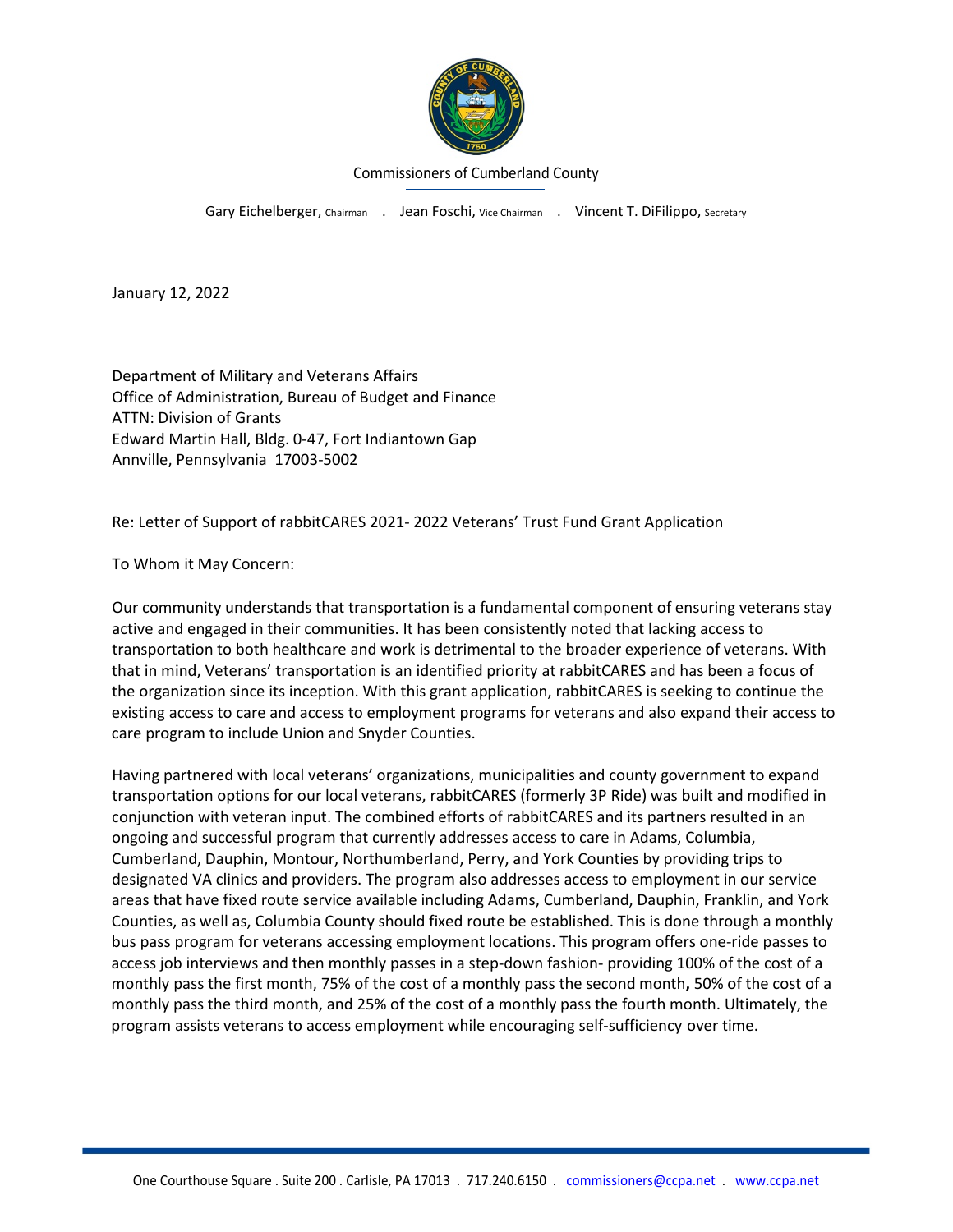Commissioners of Cumberland County

Gary Eichelberger, Chairman . Jean Foschi, Vice Chairman . Vincent T. DiFilippo, Secretary

January 12, 2022

Department of Military and Veterans Affairs
Office of Administration, Bureau of Budget and Finance
ATTN: Division of Grants
Edward Martin Hall, Bldg. 0-47, Fort Indiantown Gap
Annville, Pennsylvania 17003-5002

Re: Letter of Support of rabbitCARES 2021- 2022 Veterans' Trust Fund Grant Application

To Whom it May Concern:

Our community understands that transportation is a fundamental component of ensuring veterans stay active and engaged in their communities. It has been consistently noted that lacking access to transportation to both healthcare and work is detrimental to the broader experience of veterans. With that in mind, Veterans' transportation is an identified priority at rabbitCARES and has been a focus of the organization since its inception. With this grant application, rabbitCARES is seeking to continue the existing access to care and access to employment programs for veterans and also expand their access to care program to include Union and Snyder Counties.

Having partnered with local veterans' organizations, municipalities and county government to expand transportation options for our local veterans, rabbitCARES (formerly 3P Ride) was built and modified in conjunction with veteran input. The combined efforts of rabbitCARES and its partners resulted in an ongoing and successful program that currently addresses access to care in Adams, Columbia, Cumberland, Dauphin, Montour, Northumberland, Perry, and York Counties by providing trips to designated VA clinics and providers. The program also addresses access to employment in our service areas that have fixed route service available including Adams, Cumberland, Dauphin, Franklin, and York Counties, as well as, Columbia County should fixed route be established. This is done through a monthly bus pass program for veterans accessing employment locations. This program offers one-ride passes to access job interviews and then monthly passes in a step-down fashion- providing 100% of the cost of a monthly pass the first month, 75% of the cost of a monthly pass the second month**,** 50% of the cost of a monthly pass the third month, and 25% of the cost of a monthly pass the fourth month. Ultimately, the program assists veterans to access employment while encouraging self-sufficiency over time.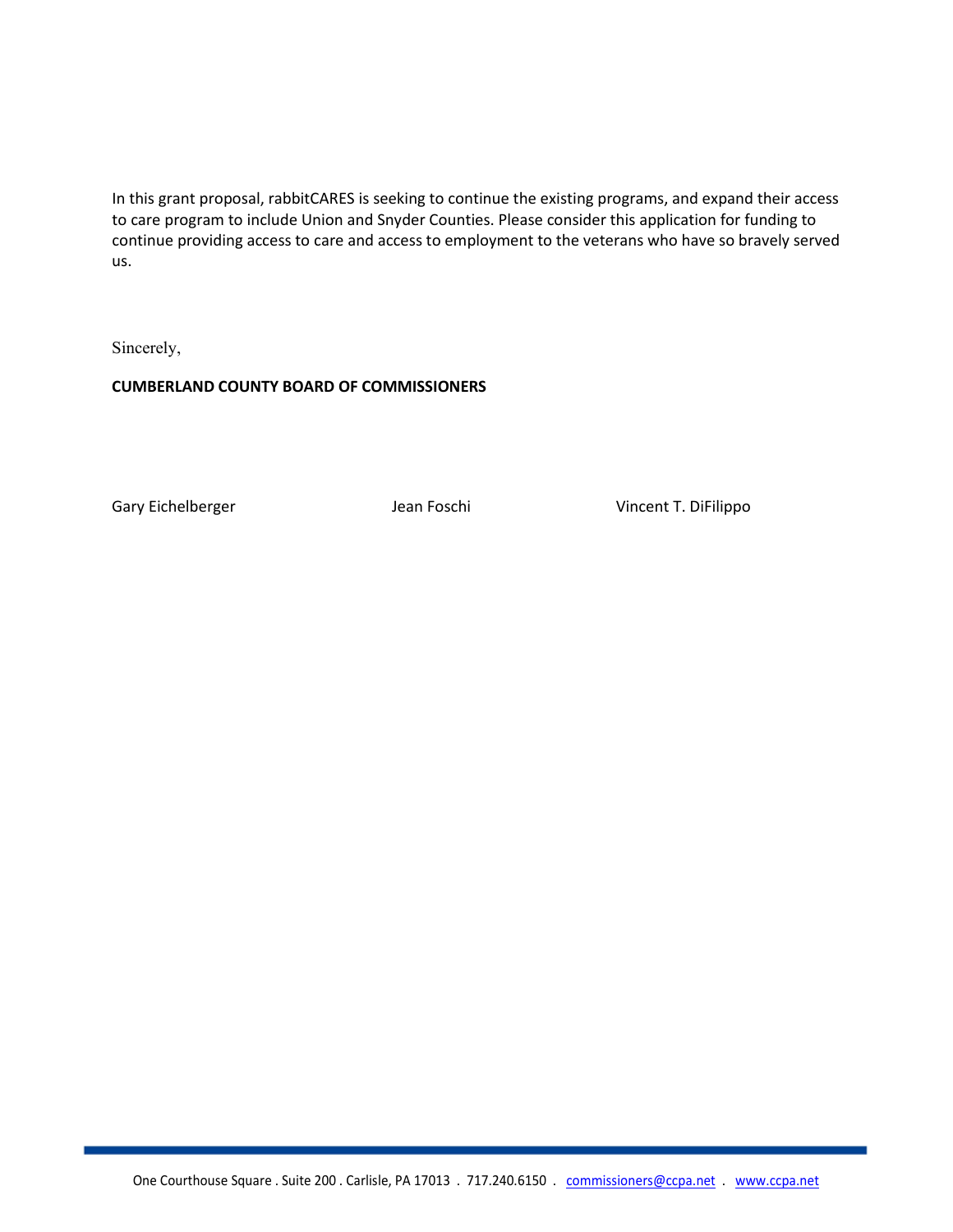In this grant proposal, rabbitCARES is seeking to continue the existing programs, and expand their access to care program to include Union and Snyder Counties. Please consider this application for funding to continue providing access to care and access to employment to the veterans who have so bravely served us.

Sincerely,

**CUMBERLAND COUNTY BOARD OF COMMISSIONERS**

Gary Eichelberger    Jean Foschi    Vincent T. DiFilippo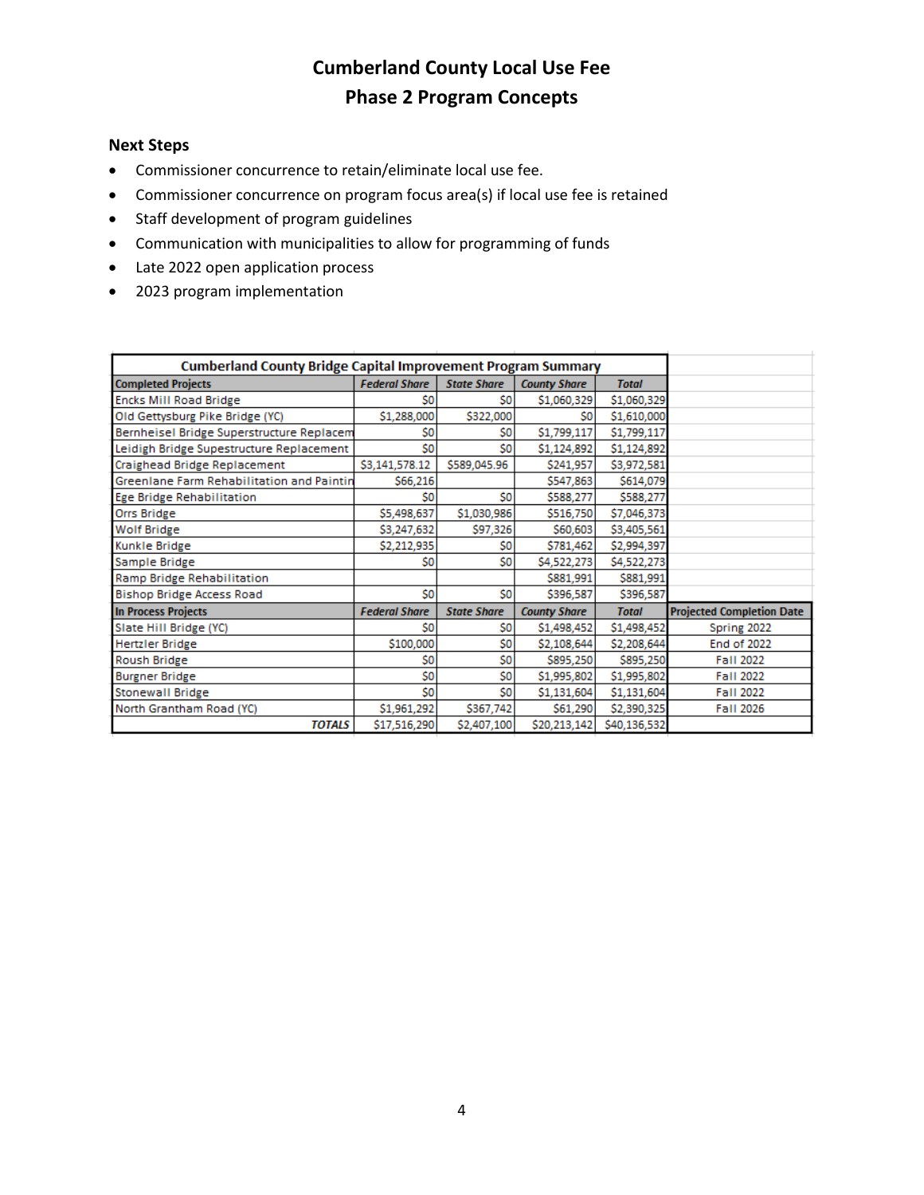# Cumberland County Local Use Fee
# Phase 2 Program Concepts

## Next Steps

- Commissioner concurrence to retain/eliminate local use fee.
- Commissioner concurrence on program focus area(s) if local use fee is retained
- Staff development of program guidelines
- Communication with municipalities to allow for programming of funds
- Late 2022 open application process
- 2023 program implementation

| Cumberland County Bridge Capital Improvement Program Summary | | | | | |
|---|---|---|---|---|---|
| **Completed Projects** | ***Federal Share*** | ***State Share*** | ***County Share*** | ***Total*** | |
| Encks Mill Road Bridge | $0 | $0 | $1,060,329 | $1,060,329 | |
| Old Gettysburg Pike Bridge (YC) | $1,288,000 | $322,000 | $0 | $1,610,000 | |
| Bernheisel Bridge Superstructure Replacem | $0 | $0 | $1,799,117 | $1,799,117 | |
| Leidigh Bridge Supestructure Replacement | $0 | $0 | $1,124,892 | $1,124,892 | |
| Craighead Bridge Replacement | $3,141,578.12 | $589,045.96 | $241,957 | $3,972,581 | |
| Greenlane Farm Rehabilitation and Paintin | $66,216 | | $547,863 | $614,079 | |
| Ege Bridge Rehabilitation | $0 | $0 | $588,277 | $588,277 | |
| Orrs Bridge | $5,498,637 | $1,030,986 | $516,750 | $7,046,373 | |
| Wolf Bridge | $3,247,632 | $97,326 | $60,603 | $3,405,561 | |
| Kunkle Bridge | $2,212,935 | $0 | $781,462 | $2,994,397 | |
| Sample Bridge | $0 | $0 | $4,522,273 | $4,522,273 | |
| Ramp Bridge Rehabilitation | | | $881,991 | $881,991 | |
| Bishop Bridge Access Road | $0 | $0 | $396,587 | $396,587 | |
| **In Process Projects** | ***Federal Share*** | ***State Share*** | ***County Share*** | ***Total*** | **Projected Completion Date** |
| Slate Hill Bridge (YC) | $0 | $0 | $1,498,452 | $1,498,452 | Spring 2022 |
| Hertzler Bridge | $100,000 | $0 | $2,108,644 | $2,208,644 | End of 2022 |
| Roush Bridge | $0 | $0 | $895,250 | $895,250 | Fall 2022 |
| Burgner Bridge | $0 | $0 | $1,995,802 | $1,995,802 | Fall 2022 |
| Stonewall Bridge | $0 | $0 | $1,131,604 | $1,131,604 | Fall 2022 |
| North Grantham Road (YC) | $1,961,292 | $367,742 | $61,290 | $2,390,325 | Fall 2026 |
| ***TOTALS*** | $17,516,290 | $2,407,100 | $20,213,142 | $40,136,532 | |